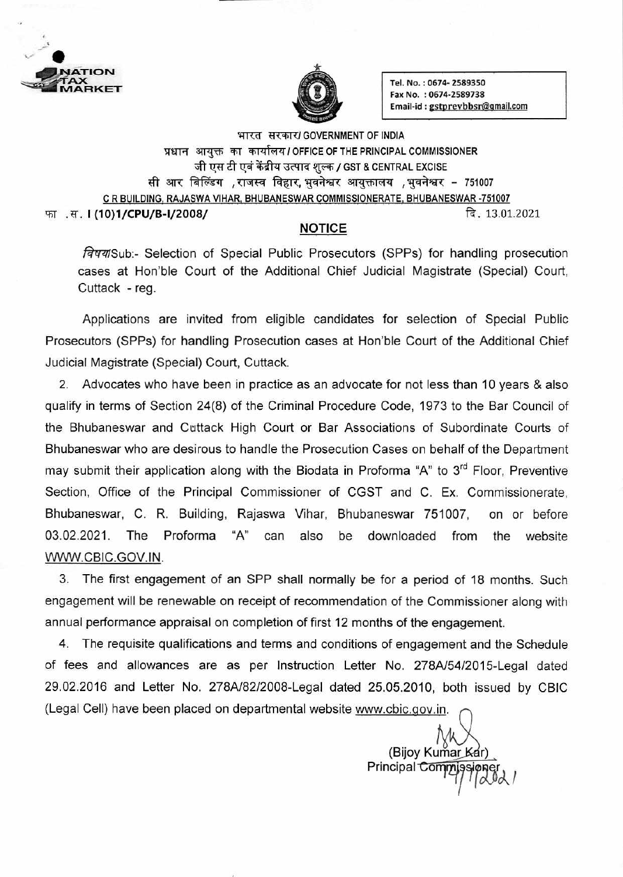Tel. No. : 0674- 2589350
Fax No. : 0674-2589738
Email-id : gstprevbbsr@gmail.com

भारत सरकार/ GOVERNMENT OF INDIA
प्रधान आयुक्त का कार्यालय / OFFICE OF THE PRINCIPAL COMMISSIONER
जी एस टी एवं केंद्रीय उत्पाद शुल्क / GST & CENTRAL EXCISE
सी आर बिल्डिंग ,राजस्व विहार, भुवनेश्वर आयुक्तालय ,भुवनेश्वर - 751007
C R BUILDING, RAJASWA VIHAR, BHUBANESWAR COMMISSIONERATE, BHUBANESWAR -751007

फा .स. I (10)1/CPU/B-I/2008/ दि. 13.01.2021

## NOTICE

विषय/Sub:- Selection of Special Public Prosecutors (SPPs) for handling prosecution cases at Hon'ble Court of the Additional Chief Judicial Magistrate (Special) Court, Cuttack - reg.

Applications are invited from eligible candidates for selection of Special Public Prosecutors (SPPs) for handling Prosecution cases at Hon'ble Court of the Additional Chief Judicial Magistrate (Special) Court, Cuttack.

2. Advocates who have been in practice as an advocate for not less than 10 years & also qualify in terms of Section 24(8) of the Criminal Procedure Code, 1973 to the Bar Council of the Bhubaneswar and Cuttack High Court or Bar Associations of Subordinate Courts of Bhubaneswar who are desirous to handle the Prosecution Cases on behalf of the Department may submit their application along with the Biodata in Proforma "A" to 3rd Floor, Preventive Section, Office of the Principal Commissioner of CGST and C. Ex. Commissionerate, Bhubaneswar, C. R. Building, Rajaswa Vihar, Bhubaneswar 751007, on or before 03.02.2021. The Proforma "A" can also be downloaded from the website WWW.CBIC.GOV.IN.

3. The first engagement of an SPP shall normally be for a period of 18 months. Such engagement will be renewable on receipt of recommendation of the Commissioner along with annual performance appraisal on completion of first 12 months of the engagement.

4. The requisite qualifications and terms and conditions of engagement and the Schedule of fees and allowances are as per Instruction Letter No. 278A/54/2015-Legal dated 29.02.2016 and Letter No. 278A/82/2008-Legal dated 25.05.2010, both issued by CBIC (Legal Cell) have been placed on departmental website www.cbic.gov.in.

(Bijoy Kumar Kar)
Principal Commissioner
13/1/2021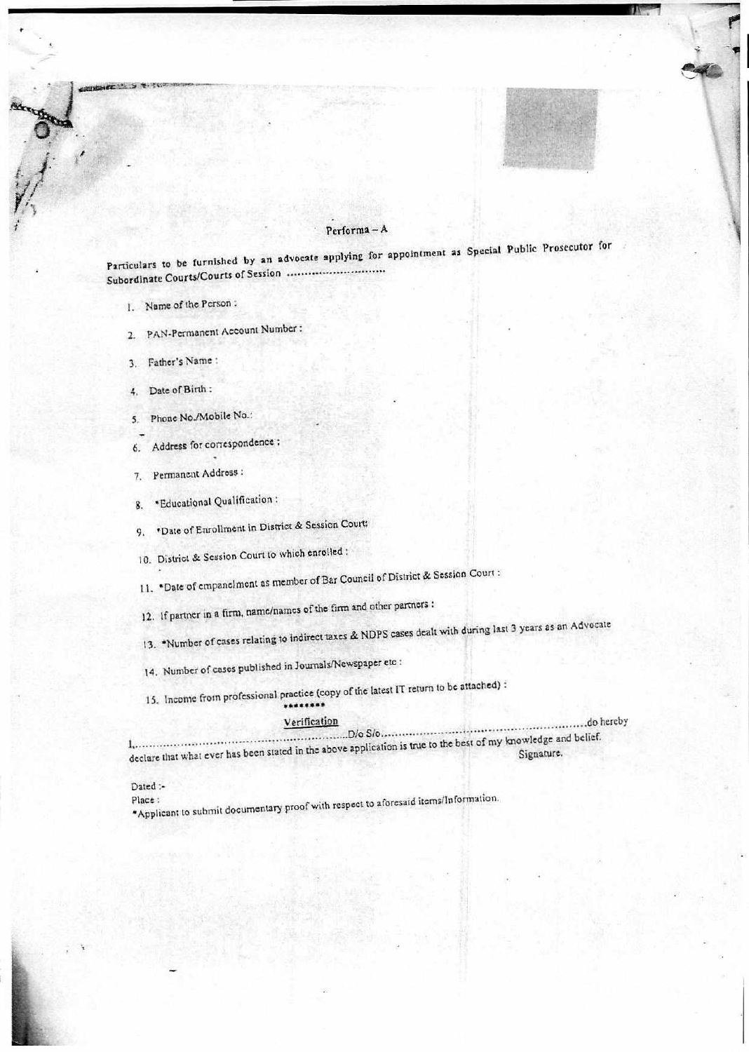## Performa – A

Particulars to be furnished by an advocate applying for appointment as Special Public Prosecutor for Subordinate Courts/Courts of Session ..............................

1. Name of the Person :
2. PAN-Permanent Account Number :
3. Father's Name :
4. Date of Birth :
5. Phone No./Mobile No.:
6. Address for correspondence :
7. Permanent Address :
8. *Educational Qualification :
9. *Date of Enrollment in District & Session Court:
10. District & Session Court to which enrolled :
11. *Date of empanelment as member of Bar Council of District & Session Court :
12. If partner in a firm, name/names of the firm and other partners :
13. *Number of cases relating to indirect taxes & NDPS cases dealt with during last 3 years as an Advocate
14. Number of cases published in Journals/Newspaper etc :
15. Income from professional practice (copy of the latest IT return to be attached) :

********

**Verification**

I,.............................................................D/o S/o.............................................................do hereby declare that what ever has been stated in the above application is true to the best of my knowledge and belief.

Signature.

Dated :-

Place :

*Applicant to submit documentary proof with respect to aforesaid items/Information.